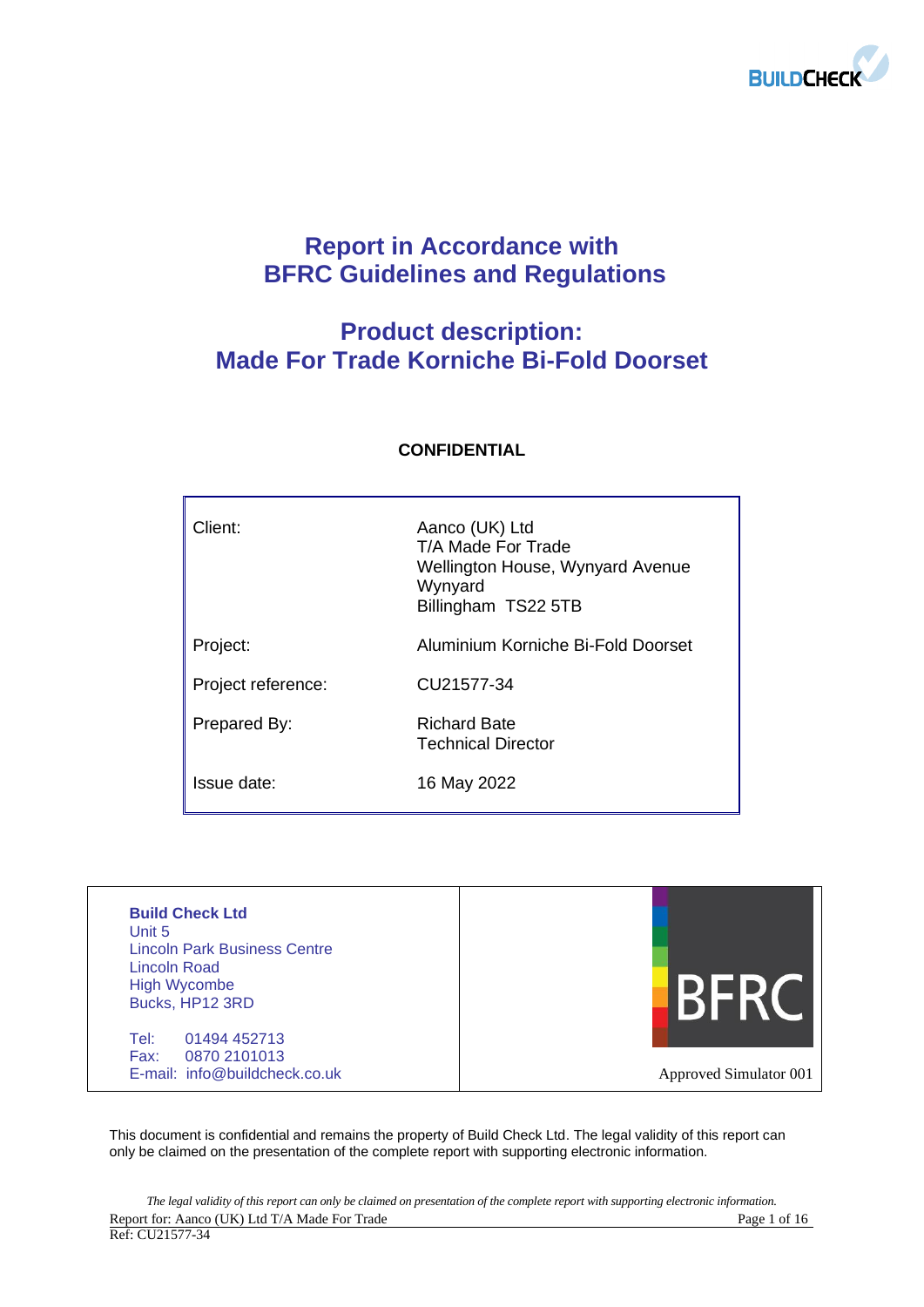# Report in Accordance with BFRC Guidelines and Regulations

## Product description: Made For Trade Korniche Bi-Fold Doorset

**CONFIDENTIAL**

| | |
|---|---|
| Client: | Aanco (UK) Ltd<br>T/A Made For Trade<br>Wellington House, Wynyard Avenue<br>Wynyard<br>Billingham TS22 5TB |
| Project: | Aluminium Korniche Bi-Fold Doorset |
| Project reference: | CU21577-34 |
| Prepared By: | Richard Bate<br>Technical Director |
| Issue date: | 16 May 2022 |

| | |
|---|---|
| **Build Check Ltd**<br>Unit 5<br>Lincoln Park Business Centre<br>Lincoln Road<br>High Wycombe<br>Bucks, HP12 3RD<br><br>Tel: 01494 452713<br>Fax: 0870 2101013<br>E-mail: info@buildcheck.co.uk | BFRC<br><br>Approved Simulator 001 |

This document is confidential and remains the property of Build Check Ltd. The legal validity of this report can only be claimed on the presentation of the complete report with supporting electronic information.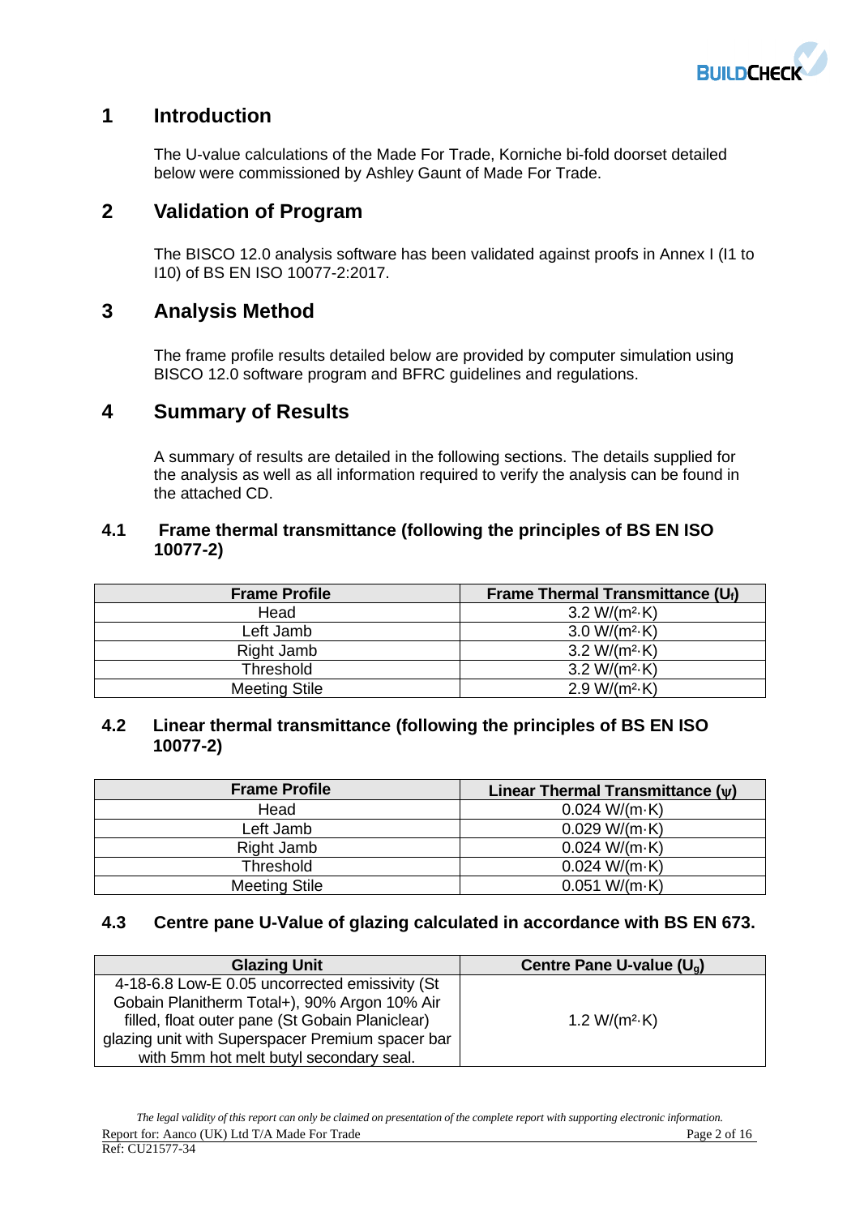# 1 Introduction

The U-value calculations of the Made For Trade, Korniche bi-fold doorset detailed below were commissioned by Ashley Gaunt of Made For Trade.

# 2 Validation of Program

The BISCO 12.0 analysis software has been validated against proofs in Annex I (I1 to I10) of BS EN ISO 10077-2:2017.

# 3 Analysis Method

The frame profile results detailed below are provided by computer simulation using BISCO 12.0 software program and BFRC guidelines and regulations.

# 4 Summary of Results

A summary of results are detailed in the following sections. The details supplied for the analysis as well as all information required to verify the analysis can be found in the attached CD.

## 4.1 Frame thermal transmittance (following the principles of BS EN ISO 10077-2)

| Frame Profile | Frame Thermal Transmittance ($U_f$) |
|---|---|
| Head | 3.2 W/(m²·K) |
| Left Jamb | 3.0 W/(m²·K) |
| Right Jamb | 3.2 W/(m²·K) |
| Threshold | 3.2 W/(m²·K) |
| Meeting Stile | 2.9 W/(m²·K) |

## 4.2 Linear thermal transmittance (following the principles of BS EN ISO 10077-2)

| Frame Profile | Linear Thermal Transmittance ($\psi$) |
|---|---|
| Head | 0.024 W/(m·K) |
| Left Jamb | 0.029 W/(m·K) |
| Right Jamb | 0.024 W/(m·K) |
| Threshold | 0.024 W/(m·K) |
| Meeting Stile | 0.051 W/(m·K) |

## 4.3 Centre pane U-Value of glazing calculated in accordance with BS EN 673.

| Glazing Unit | Centre Pane U-value ($U_g$) |
|---|---|
| 4-18-6.8 Low-E 0.05 uncorrected emissivity (St Gobain Planitherm Total+), 90% Argon 10% Air filled, float outer pane (St Gobain Planiclear) glazing unit with Superspacer Premium spacer bar with 5mm hot melt butyl secondary seal. | 1.2 W/(m²·K) |

*The legal validity of this report can only be claimed on presentation of the complete report with supporting electronic information.*

Report for: Aanco (UK) Ltd T/A Made For Trade

Ref: CU21577-34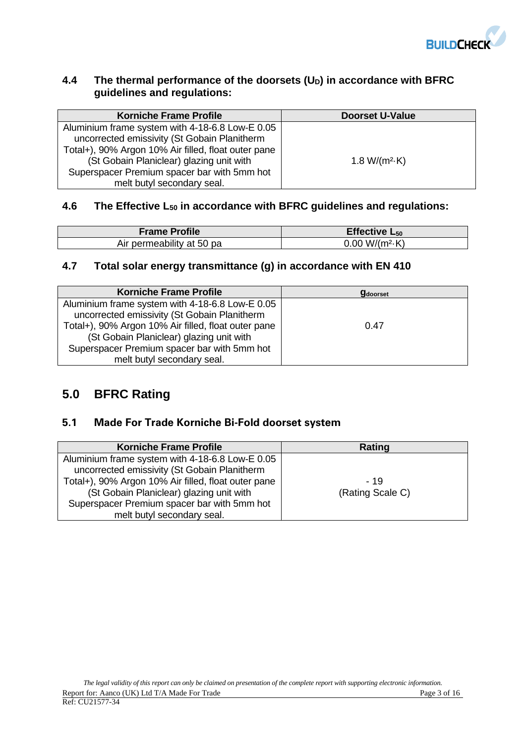### 4.4 The thermal performance of the doorsets ($U_D$) in accordance with BFRC guidelines and regulations:

| Korniche Frame Profile | Doorset U-Value |
|---|---|
| Aluminium frame system with 4-18-6.8 Low-E 0.05 uncorrected emissivity (St Gobain Planitherm Total+), 90% Argon 10% Air filled, float outer pane (St Gobain Planiclear) glazing unit with Superspacer Premium spacer bar with 5mm hot melt butyl secondary seal. | 1.8 W/(m²·K) |

### 4.6 The Effective $L_{50}$ in accordance with BFRC guidelines and regulations:

| Frame Profile | Effective $L_{50}$ |
|---|---|
| Air permeability at 50 pa | 0.00 W/(m²·K) |

### 4.7 Total solar energy transmittance (g) in accordance with EN 410

| Korniche Frame Profile | $g_{doorset}$ |
|---|---|
| Aluminium frame system with 4-18-6.8 Low-E 0.05 uncorrected emissivity (St Gobain Planitherm Total+), 90% Argon 10% Air filled, float outer pane (St Gobain Planiclear) glazing unit with Superspacer Premium spacer bar with 5mm hot melt butyl secondary seal. | 0.47 |

## 5.0 BFRC Rating

### 5.1 Made For Trade Korniche Bi-Fold doorset system

| Korniche Frame Profile | Rating |
|---|---|
| Aluminium frame system with 4-18-6.8 Low-E 0.05 uncorrected emissivity (St Gobain Planitherm Total+), 90% Argon 10% Air filled, float outer pane (St Gobain Planiclear) glazing unit with Superspacer Premium spacer bar with 5mm hot melt butyl secondary seal. | - 19 (Rating Scale C) |

*The legal validity of this report can only be claimed on presentation of the complete report with supporting electronic information.*

Report for: Aanco (UK) Ltd T/A Made For Trade

Ref: CU21577-34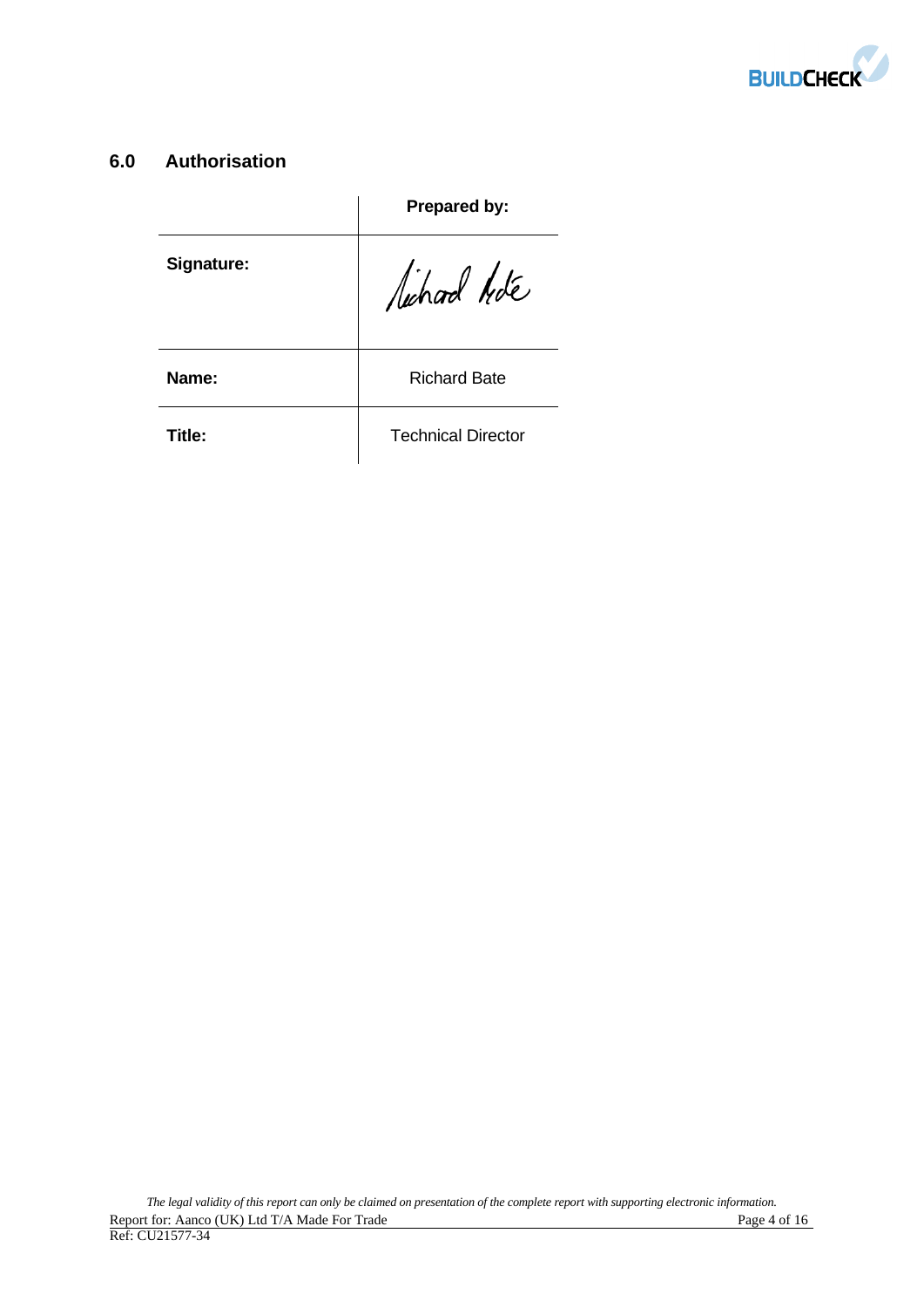## 6.0 Authorisation

| | Prepared by: |
|---|---|
| **Signature:** | Richard Bate |
| **Name:** | Richard Bate |
| **Title:** | Technical Director |

*The legal validity of this report can only be claimed on presentation of the complete report with supporting electronic information.*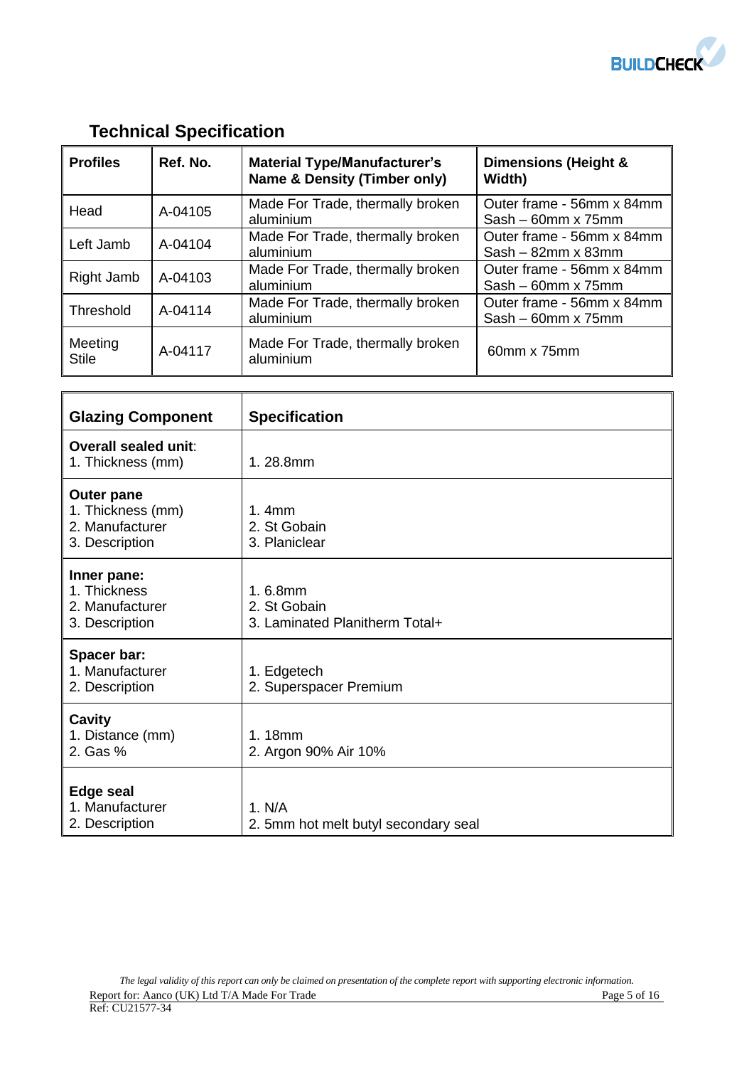## Technical Specification

| Profiles | Ref. No. | Material Type/Manufacturer's Name & Density (Timber only) | Dimensions (Height & Width) |
|---|---|---|---|
| Head | A-04105 | Made For Trade, thermally broken aluminium | Outer frame - 56mm x 84mm<br>Sash – 60mm x 75mm |
| Left Jamb | A-04104 | Made For Trade, thermally broken aluminium | Outer frame - 56mm x 84mm<br>Sash – 82mm x 83mm |
| Right Jamb | A-04103 | Made For Trade, thermally broken aluminium | Outer frame - 56mm x 84mm<br>Sash – 60mm x 75mm |
| Threshold | A-04114 | Made For Trade, thermally broken aluminium | Outer frame - 56mm x 84mm<br>Sash – 60mm x 75mm |
| Meeting Stile | A-04117 | Made For Trade, thermally broken aluminium | 60mm x 75mm |

| Glazing Component | Specification |
|---|---|
| **Overall sealed unit**:<br>1. Thickness (mm) | 1. 28.8mm |
| **Outer pane**<br>1. Thickness (mm)<br>2. Manufacturer<br>3. Description | 1. 4mm<br>2. St Gobain<br>3. Planiclear |
| **Inner pane:**<br>1. Thickness<br>2. Manufacturer<br>3. Description | 1. 6.8mm<br>2. St Gobain<br>3. Laminated Planitherm Total+ |
| **Spacer bar:**<br>1. Manufacturer<br>2. Description | 1. Edgetech<br>2. Superspacer Premium |
| **Cavity**<br>1. Distance (mm)<br>2. Gas % | 1. 18mm<br>2. Argon 90% Air 10% |
| **Edge seal**<br>1. Manufacturer<br>2. Description | 1. N/A<br>2. 5mm hot melt butyl secondary seal |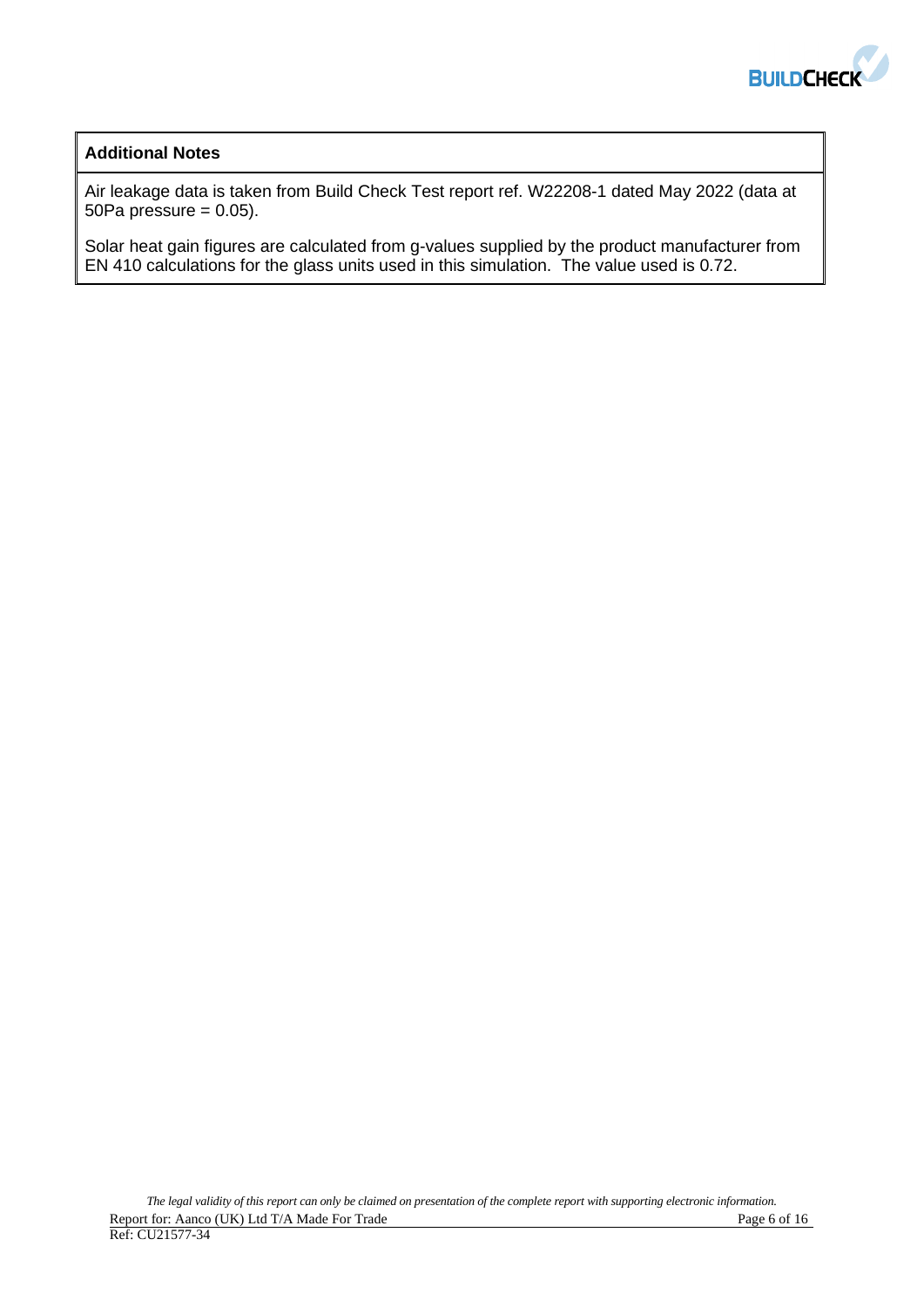**Additional Notes**

Air leakage data is taken from Build Check Test report ref. W22208-1 dated May 2022 (data at 50Pa pressure = 0.05).

Solar heat gain figures are calculated from g-values supplied by the product manufacturer from EN 410 calculations for the glass units used in this simulation. The value used is 0.72.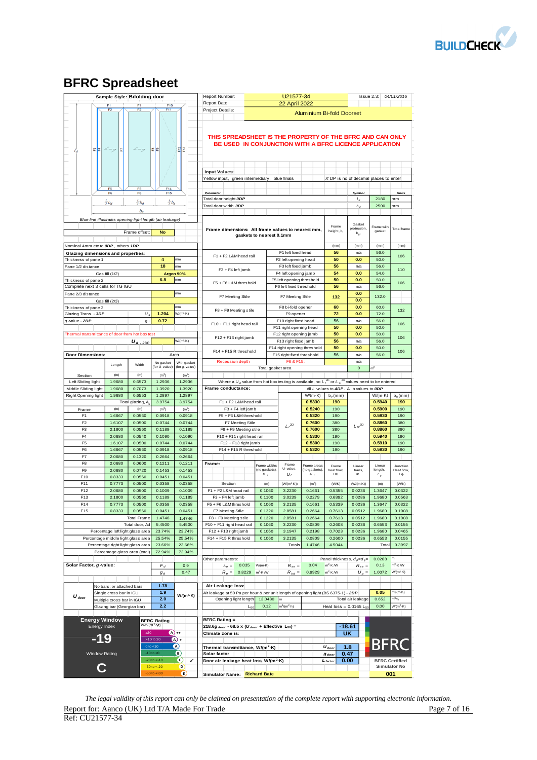# BFRC Spreadsheet

**Sample Style: Bifolding door**

Blue line illustrates opening light length (air leakage)

| Report Number: | U21577-34 | Issue 2.3: | 04/01/2016 |
|---|---|---|---|
| Report Date: | 22 April 2022 | | |
| Project Details: | Aluminium Bi-fold Doorset | | |

**THIS SPREADSHEET IS THE PROPERTY OF THE BFRC AND CAN ONLY BE USED IN CONJUNCTION WITH A BFRC LICENCE APPLICATION**

**Input Values:**
Yellow input, green intermediary, blue finals — X DP is no.of decimal places to enter

| Parameter | Symbol | | Units |
|---|---|---|---|
| Total door height 0DP | $l_d$ | 2180 | mm |
| Total door width 0DP | $b_d$ | 2500 | mm |

Frame offset: **No**

Nominal 4mm etc to **0DP**, others **1DP**

**Glazing dimensions and properties:**

| | | | |
|---|---|---|---|
| Thickness of pane 1 | | 4 | mm |
| Pane 1/2 distance | | 18 | mm |
| Gas fill (1/2) | | Argon 90% | |
| Thickness of pane 2 | | 6.8 | mm |
| Complete next 3 cells for TG IGU | | | |
| Pane 2/3 distance | | | mm |
| Gas fill (2/3) | | | |
| Thickness of pane 3 | | | mm |
| Glazing Trans. - 3DP | $U_g$ | 1.204 | W/(m²·K) |
| g-value - 2DP | $g_\perp$ | 0.72 | |
| Thermal transmittance of door from hot box test | $U_{d}$ - 2DP | | W/(m²·K) |

**Frame dimensions: All frame values to nearest mm, gaskets to nearest 0.1mm**

| Section | | Frame height, $b_f$ (mm) | Gasket protrusion, $b_{gf}$ (mm) | Frame with gasket (mm) | Total frame (mm) |
|---|---|---|---|---|---|
| F1 + F2 L&M head rail | F1 left fixed head | 56 | n/a | 56.0 | 106 |
| | F2 left opening head | 50 | 0.0 | 50.0 | |
| F3 + F4 left jamb | F3 left fixed jamb | 56 | n/a | 56.0 | 110 |
| | F4 left opening jamb | 54 | 0.0 | 54.0 | |
| F5 + F6 L&M threshold | F5 left opening threshold | 50 | 0.0 | 50.0 | 106 |
| | F6 left fixed threshold | 56 | n/a | 56.0 | |
| F7 Meeting Stile | F7 Meeting Stile | 132 | 0.0 | 132.0 | |
| | | | 0.0 | | |
| F8 + F9 Meeting stile | F8 bi-fold opener | 60 | 0.0 | 60.0 | 132 |
| | F9 opener | 72 | 0.0 | 72.0 | |
| F10 + F11 right head rail | F10 right fixed head | 56 | n/a | 56.0 | 106 |
| | F11 right opening head | 50 | 0.0 | 50.0 | |
| F12 + F13 right jamb | F12 right opening jamb | 50 | 0.0 | 50.0 | 106 |
| | F13 right fixed jamb | 56 | n/a | 56.0 | |
| F14 + F15 R threshold | F14 right opening threshold | 50 | 0.0 | 50.0 | 106 |
| | F15 right fixed threshold | 56 | n/a | 56.0 | |
| Recession depth | F6 & F15: | | n/a | | |
| | Total gasket area | | 0 | m² | |

**Door Dimensions:**

| Section | Length (m) | Width (m) | Area No gasket (for U-value) (m²) | Area With gasket (for g-value) (m²) |
|---|---|---|---|---|
| Left Sliding light | 1.9680 | 0.6573 | 1.2936 | 1.2936 |
| Middle Sliding light | 1.9680 | 0.7073 | 1.3920 | 1.3920 |
| Right Opening light | 1.9680 | 0.6553 | 1.2897 | 1.2897 |
| Total glazing, $A_g$ | | | 3.9754 | 3.9754 |
| **Frame** | | | | |
| F1 | 1.6667 | 0.0560 | 0.0918 | 0.0918 |
| F2 | 1.6107 | 0.0500 | 0.0744 | 0.0744 |
| F3 | 2.1800 | 0.0560 | 0.1189 | 0.1189 |
| F4 | 2.0680 | 0.0540 | 0.1090 | 0.1090 |
| F5 | 1.6107 | 0.0500 | 0.0744 | 0.0744 |
| F6 | 1.6667 | 0.0560 | 0.0918 | 0.0918 |
| F7 | 2.0680 | 0.1320 | 0.2664 | 0.2664 |
| F8 | 2.0680 | 0.0600 | 0.1211 | 0.1211 |
| F9 | 2.0680 | 0.0720 | 0.1453 | 0.1453 |
| F10 | 0.8333 | 0.0560 | 0.0451 | 0.0451 |
| F11 | 0.7773 | 0.0500 | 0.0358 | 0.0358 |
| F12 | 2.0680 | 0.0500 | 0.1009 | 0.1009 |
| F13 | 2.1800 | 0.0560 | 0.1189 | 0.1189 |
| F14 | 0.7773 | 0.0500 | 0.0358 | 0.0358 |
| F15 | 0.8333 | 0.0560 | 0.0451 | 0.0451 |
| Total Frame | | | 1.4746 | 1.4746 |
| Total door, Ad | | | 5.4500 | 5.4500 |
| Percentage left light glass area | | | 23.74% | 23.74% |
| Percentage middle light glass area | | | 25.54% | 25.54% |
| Percentage right light glass area | | | 23.66% | 23.66% |
| Percentage glass area (total) | | | 72.94% | 72.94% |

Where a $U_d$ value from hot box testing is available, no $L_f^{2D}$ or $L_\psi^{2D}$ values need to be entered

**Frame conductance:** All $L$ values to **4DP**. All b values to **0DP**

| Section | $L_f^{2D}$ W/(m·K) | $b_p$ (mm) | $L_\psi^{2D}$ W/(m·K) | $b_p$ (mm) |
|---|---|---|---|---|
| F1 + F2 L&M head rail | 0.5330 | 190 | 0.5940 | 190 |
| F3 + F4 left jamb | 0.5240 | 190 | 0.5900 | 190 |
| F5 + F6 L&M threshold | 0.5320 | 190 | 0.5930 | 190 |
| F7 Meeting Stile | 0.7600 | 380 | 0.8860 | 380 |
| F8 + F9 Meeting stile | 0.7600 | 380 | 0.8860 | 380 |
| F10 + F11 right head rail | 0.5330 | 190 | 0.5940 | 190 |
| F12 + F13 right jamb | 0.5300 | 190 | 0.5910 | 190 |
| F14 + F15 R threshold | 0.5320 | 190 | 0.5930 | 190 |

**Frame:**

| Section | Frame widths (no gaskets), $B_f$ (m) | Frame U-value, $U_f$ (W/(m²·K)) | Frame areas (no gaskets), $A_f$ (m²) | Frame heat flow, HU (W/K) | Linear trans, $\psi$ (W/(m·K)) | Linear length, $l_\psi$ (m) | Junction Heat flow, Hψ (W/K) |
|---|---|---|---|---|---|---|---|
| F1 + F2 L&M head rail | 0.1060 | 3.2230 | 0.1661 | 0.5355 | 0.0236 | 1.3647 | 0.0322 |
| F3 + F4 left jamb | 0.1100 | 3.0239 | 0.2279 | 0.6892 | 0.0286 | 1.9680 | 0.0563 |
| F5 + F6 L&M threshold | 0.1060 | 3.2135 | 0.1661 | 0.5339 | 0.0236 | 1.3647 | 0.0322 |
| F7 Meeting Stile | 0.1320 | 2.8581 | 0.2664 | 0.7613 | 0.0512 | 1.9680 | 0.1008 |
| F8 + F9 Meeting stile | 0.1320 | 2.8581 | 0.2664 | 0.7613 | 0.0512 | 1.9680 | 0.1008 |
| F10 + F11 right head rail | 0.1060 | 3.2230 | 0.0809 | 0.2608 | 0.0236 | 0.6553 | 0.0155 |
| F12 + F13 right jamb | 0.1060 | 3.1947 | 0.2198 | 0.7023 | 0.0236 | 1.9680 | 0.0465 |
| F14 + F15 R threshold | 0.1060 | 3.2135 | 0.0809 | 0.2600 | 0.0236 | 0.6553 | 0.0155 |
| Totals | | | 1.4746 | 4.5044 | | Total | 0.3997 |

Other parameters: Panel thickness, $d_p$=$d_g$= 0.0288 m

| | | | | | |
|---|---|---|---|---|---|
| $\lambda_p$ = 0.035 W/(m·K) | $R_{se}$ = 0.04 m²·K/W | $R_{se}$ = 0.13 m²·K/W |
| $R_p$ = 0.8229 m²·K/W | $R_{tot}$ = 0.9929 m²·K/W | $U_p$ = 1.0072 W/(m²·K) |

| Solar Factor, g-value: | | |
|---|---|---|
| | $F_d$ | 0.9 |
| | $g_d$ | 0.47 |

| $U_{door}$ | | | |
|---|---|---|---|
| | No bars; or attached bars | 1.78 | W/(m²·K) |
| | Single cross bar in IGU | 1.9 | |
| | Multiple cross bar in IGU | 2.0 | |
| | Glazing bar (Georgian bar) | 2.2 | |

**Air Leakage loss:**

| | | | |
|---|---|---|---|
| Air leakage at 50 Pa per hour & per unit length of opening light (BS 6375-1) - 2DP | | 0.05 | m³/(m·h) |
| Opening light length 13.0480 m | Total air leakage | 0.652 | m³/h |
| $L_{50}$ 0.12 m³/(m²·h) | Heat loss = 0.0165 $L_{50}$ | 0.00 | W/(m²·K) |

**Energy Window** — Energy Index: **-19** — Window Rating: **C**

| BFRC Rating kWh/(m²·yr) | | |
|---|---|---|
| ≥20 | A++ | |
| >10 to 20 | A+ | |
| 0 to <10 | A | |
| -10 to <0 | B | |
| -20 to <-10 | C | ✓ |
| -30 to <-20 | D | |
| -50 to <-30 | E | |

| | | |
|---|---|---|
| BFRC Rating = 218.6$g_{door}$ - 68.5 x ($U_{door}$ + Effective $L_{50}$) = | | -18.61 |
| Climate zone is: | | UK |
| Thermal transmittance, W/(m²·K) | $U_{door}$ | 1.8 |
| Solar factor | $g_{door}$ | 0.47 |
| Door air leakage heat loss, W/(m²·K) | $L_{factor}$ | 0.00 |

Simulator Name: Richard Bate — BFRC Certified Simulator No **001**

*The legal validity of this report can only be claimed on presentation of the complete report with supporting electronic information.*

Report for: Aanco (UK) Ltd T/A Made For Trade
Ref: CU21577-34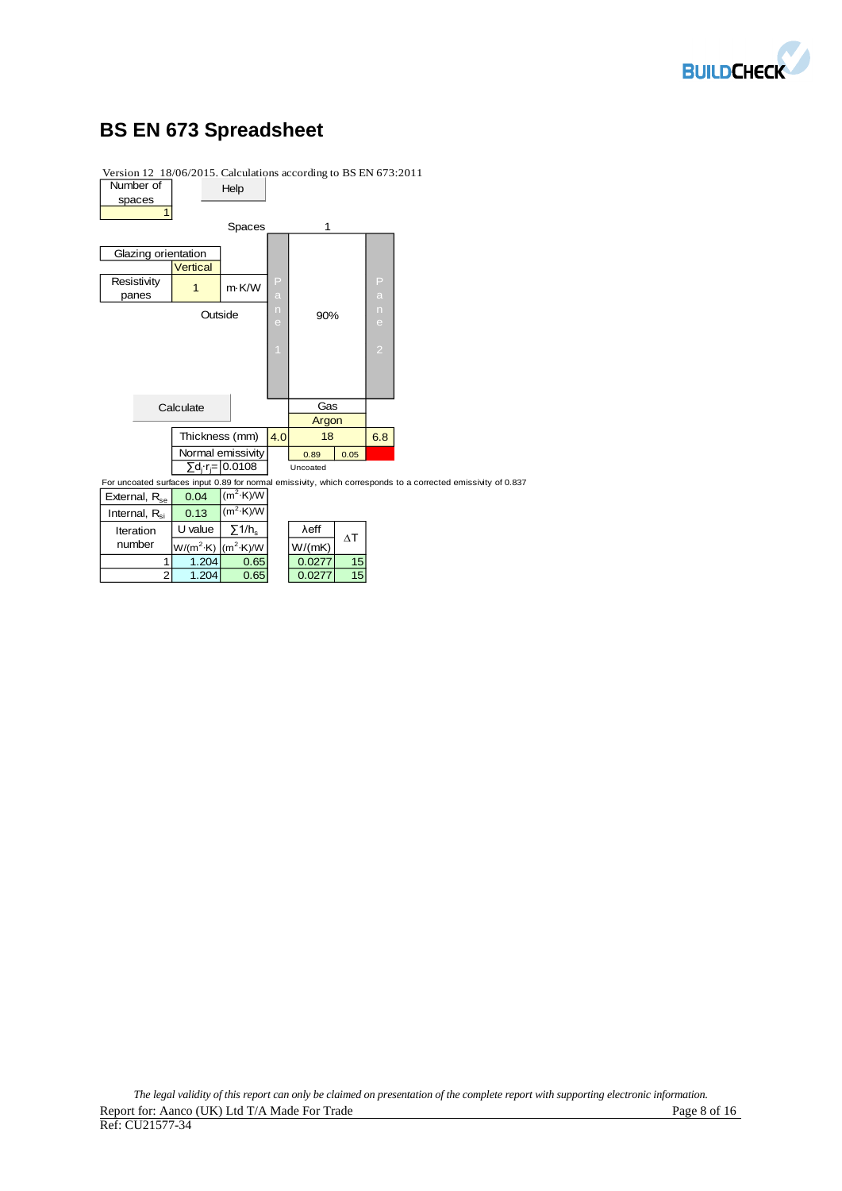# BS EN 673 Spreadsheet

Version 12 18/06/2015. Calculations according to BS EN 673:2011

| Number of spaces | |
|---|---|
| 1 | |

Help

Spaces: 1

| Glazing orientation | |
|---|---|
| Vertical | |

| Resistivity panes | 1 | m·K/W |
|---|---|---|

Outside

Pane 1 | 90% | Pane 2

Calculate

| | Pane 1 | Gas | Pane 2 |
|---|---|---|---|
| | | Argon | |
| Thickness (mm) | 4.0 | 18 | 6.8 |
| Normal emissivity | | 0.89 / 0.05 | |
| $\sum d_j \cdot r_j =$ 0.0108 | | Uncoated | |

For uncoated surfaces input 0.89 for normal emissivity, which corresponds to a corrected emissivity of 0.837

| External, $R_{se}$ | 0.04 | $(m^2 \cdot K)/W$ |
|---|---|---|
| Internal, $R_{si}$ | 0.13 | $(m^2 \cdot K)/W$ |

| Iteration number | U value $W/(m^2 \cdot K)$ | $\sum 1/h_s$ $(m^2 \cdot K)/W$ | $\lambda eff$ W/(mK) | $\Delta T$ |
|---|---|---|---|---|
| 1 | 1.204 | 0.65 | 0.0277 | 15 |
| 2 | 1.204 | 0.65 | 0.0277 | 15 |

*The legal validity of this report can only be claimed on presentation of the complete report with supporting electronic information.*

Report for: Aanco (UK) Ltd T/A Made For Trade

Ref: CU21577-34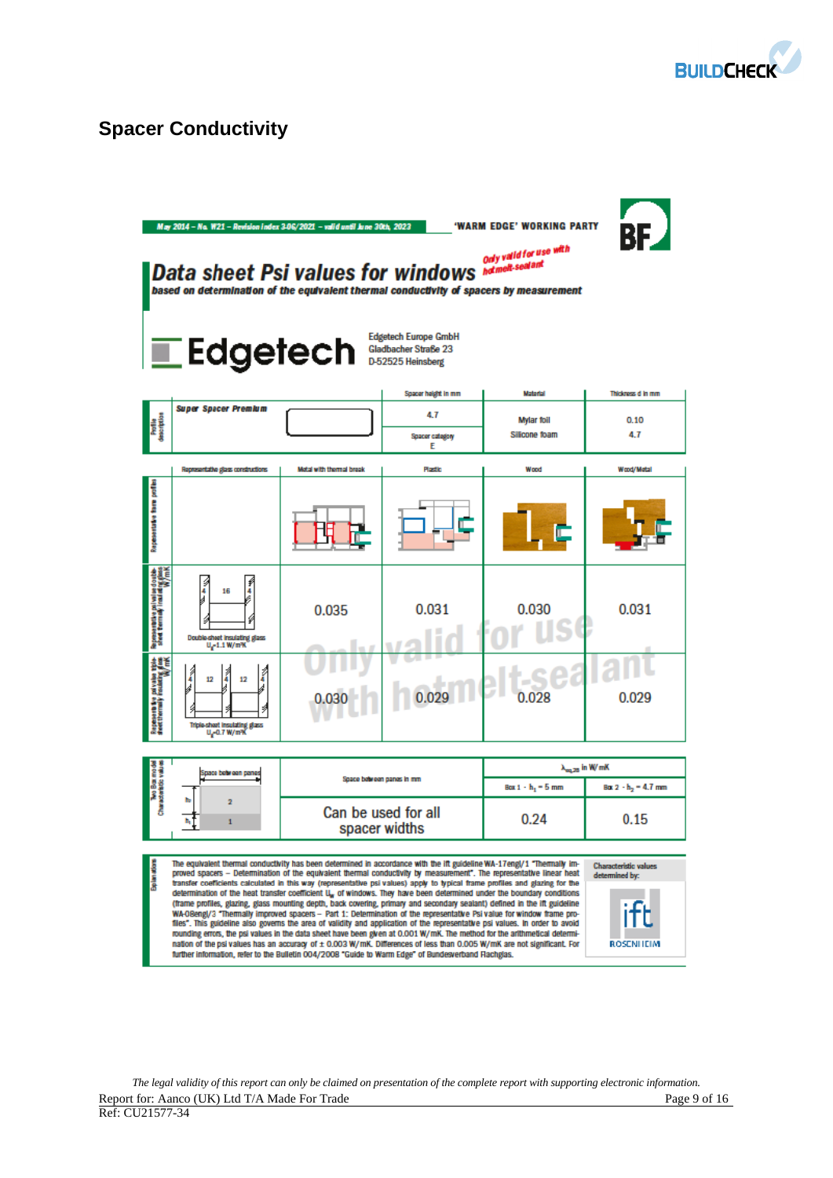## Spacer Conductivity

May 2014 – No. W21 – Revision Index 3-06/2021 – valid until June 30th, 2023

'WARM EDGE' WORKING PARTY

BF

# Data sheet Psi values for windows

*Only valid for use with hotmelt-sealant*

**based on determination of the equivalent thermal conductivity of spacers by measurement**

Edgetech

Edgetech Europe GmbH
Gladbacher Straße 23
D-52525 Heinsberg

| Profile description | | Spacer height in mm | Material | Thickness d in mm |
|---|---|---|---|---|
| Super Spacer Premium | | 4.7 | Mylar foil | 0.10 |
| | | Spacer category E | Silicone foam | 4.7 |

| | Representative glass constructions | Metal with thermal break | Plastic | Wood | Wood/Metal |
|---|---|---|---|---|---|
| Representative frame profiles | | | | | |
| Representative psi value double-sheet thermally insulating glass W/mK | Double-sheet insulating glass $U_g$=1.1 W/m²K (4 / 16 / 4) | 0.035 | 0.031 | 0.030 | 0.031 |
| Representative psi value triple-sheet thermally insulating glass W/mK | Triple-sheet insulating glass $U_g$=0.7 W/m²K (4 / 12 / 4 / 12 / 4) | 0.030 | 0.029 | 0.028 | 0.029 |

Only valid for use with hotmelt-sealant

| Two Box model Characteristic values | Space between panes | Space between panes in mm | $\lambda_{eq,2B}$ in W/mK | |
|---|---|---|---|---|
| | | | Box 1 - $h_1$ = 5 mm | Box 2 - $h_2$ = 4.7 mm |
| | | Can be used for all spacer widths | 0.24 | 0.15 |

**Explanations**

The equivalent thermal conductivity has been determined in accordance with the ift guideline WA-17engl/1 "Thermally improved spacers – Determination of the equivalent thermal conductivity by measurement". The representative linear heat transfer coefficients calculated in this way (representative psi values) apply to typical frame profiles and glazing for the determination of the heat transfer coefficient $U_w$ of windows. They have been determined under the boundary conditions (frame profiles, glazing, glass mounting depth, back covering, primary and secondary sealant) defined in the ift guideline WA-08engl/3 "Thermally improved spacers – Part 1: Determination of the representative Psi value for window frame profiles". This guideline also governs the area of validity and application of the representative psi values. In order to avoid rounding errors, the psi values in the data sheet have been given at 0.001 W/mK. The method for the arithmetical determination of the psi values has an accuracy of ± 0.003 W/mK. Differences of less than 0.005 W/mK are not significant. For further information, refer to the Bulletin 004/2008 "Guide to Warm Edge" of Bundesverband Flachglas.

Characteristic values determined by: ift ROSENHEIM

*The legal validity of this report can only be claimed on presentation of the complete report with supporting electronic information.*

Report for: Aanco (UK) Ltd T/A Made For Trade

Ref: CU21577-34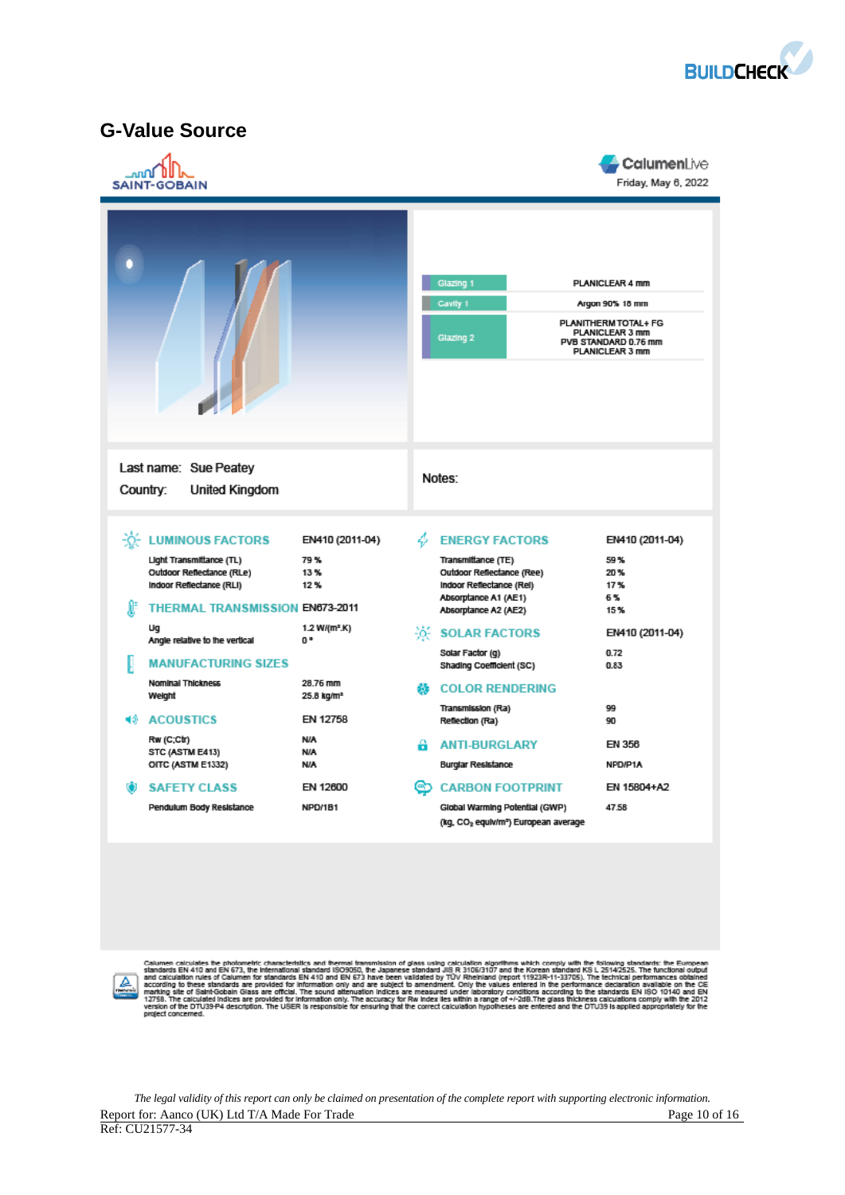## G-Value Source

SAINT-GOBAIN

CalumenLive

Friday, May 6, 2022

| | |
|---|---|
| Glazing 1 | PLANICLEAR 4 mm |
| Cavity 1 | Argon 90% 16 mm |
| Glazing 2 | PLANITHERM TOTAL+ FG<br>PLANICLEAR 3 mm<br>PVB STANDARD 0.76 mm<br>PLANICLEAR 3 mm |

Last name: Sue Peatey

Country: United Kingdom

Notes:

### LUMINOUS FACTORS — EN410 (2011-04)

| | |
|---|---|
| Light Transmittance (TL) | 79 % |
| Outdoor Reflectance (RLe) | 13 % |
| Indoor Reflectance (RLi) | 12 % |

### THERMAL TRANSMISSION — EN673-2011

| | |
|---|---|
| Ug | 1.2 W/(m².K) |
| Angle relative to the vertical | 0 ° |

### MANUFACTURING SIZES

| | |
|---|---|
| Nominal Thickness | 28.76 mm |
| Weight | 25.8 kg/m² |

### ACOUSTICS — EN 12758

| | |
|---|---|
| Rw (C;Ctr) | N/A |
| STC (ASTM E413) | N/A |
| OITC (ASTM E1332) | N/A |

### SAFETY CLASS — EN 12600

| | |
|---|---|
| Pendulum Body Resistance | NPD/1B1 |

### ENERGY FACTORS — EN410 (2011-04)

| | |
|---|---|
| Transmittance (TE) | 59 % |
| Outdoor Reflectance (Ree) | 20 % |
| Indoor Reflectance (Rei) | 17 % |
| Absorptance A1 (AE1) | 6 % |
| Absorptance A2 (AE2) | 15 % |

### SOLAR FACTORS — EN410 (2011-04)

| | |
|---|---|
| Solar Factor (g) | 0.72 |
| Shading Coefficient (SC) | 0.83 |

### COLOR RENDERING

| | |
|---|---|
| Transmission (Ra) | 99 |
| Reflection (Ra) | 90 |

### ANTI-BURGLARY — EN 356

| | |
|---|---|
| Burglar Resistance | NPD/P1A |

### CARBON FOOTPRINT — EN 15804+A2

| | |
|---|---|
| Global Warming Potential (GWP) (kg. $CO_2$ equiv/m²) European average | 47.58 |

Calumen calculates the photometric characteristics and thermal transmission of glass using calculation algorithms which comply with the following standards: the European standards EN 410 and EN 673, the International standard ISO9050, the Japanese standard JIS R 3106/3107 and the Korean standard KS L 2514/2525. The functional output and calculation rules of Calumen for standards EN 410 and EN 673 have been validated by TÜV Rheinland (report 11923R-11-33705). The technical performances obtained according to these standards are provided for information only and are subject to amendment. Only the values entered in the performance declaration available on the CE marking site of Saint-Gobain Glass are official. The sound attenuation indices are measured under laboratory conditions according to the standards EN ISO 10140 and EN 12758. The calculated indices are provided for information only. The accuracy for Rw index lies within a range of +/-2dB.The glass thickness calculations comply with the 2012 version of the DTU39-P4 description. The USER is responsible for ensuring that the correct calculation hypotheses are entered and the DTU39 is applied appropriately for the project concerned.

*The legal validity of this report can only be claimed on presentation of the complete report with supporting electronic information.*

Report for: Aanco (UK) Ltd T/A Made For Trade

Ref: CU21577-34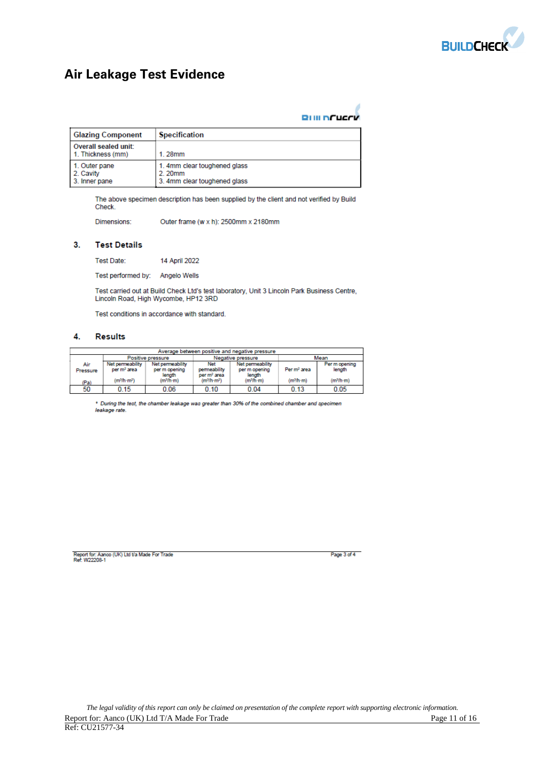# Air Leakage Test Evidence

| Glazing Component | Specification |
|---|---|
| Overall sealed unit:<br>1. Thickness (mm) | 1. 28mm |
| 1. Outer pane<br>2. Cavity<br>3. Inner pane | 1. 4mm clear toughened glass<br>2. 20mm<br>3. 4mm clear toughened glass |

The above specimen description has been supplied by the client and not verified by Build Check.

Dimensions: Outer frame (w x h): 2500mm x 2180mm

## 3. Test Details

Test Date: 14 April 2022

Test performed by: Angelo Wells

Test carried out at Build Check Ltd's test laboratory, Unit 3 Lincoln Park Business Centre, Lincoln Road, High Wycombe, HP12 3RD

Test conditions in accordance with standard.

## 4. Results

| Average between positive and negative pressure | | | | | | |
|---|---|---|---|---|---|---|
| | Positive pressure | | Negative pressure | | Mean | |
| Air Pressure (Pa) | Net permeability per m² area ($m^3/h \cdot m^2$) | Net permeability per m opening length ($m^3/h \cdot m$) | Net permeability per m² area ($m^3/h \cdot m^2$) | Net permeability per m opening length ($m^3/h \cdot m$) | Per m² area ($m^3/h \cdot m$) | Per m opening length ($m^3/h \cdot m$) |
| 50 | 0.15 | 0.06 | 0.10 | 0.04 | 0.13 | 0.05 |

*\* During the test, the chamber leakage was greater than 30% of the combined chamber and specimen leakage rate.*

Report for: Aanco (UK) Ltd t/a Made For Trade
Ref: W22208-1

*The legal validity of this report can only be claimed on presentation of the complete report with supporting electronic information.*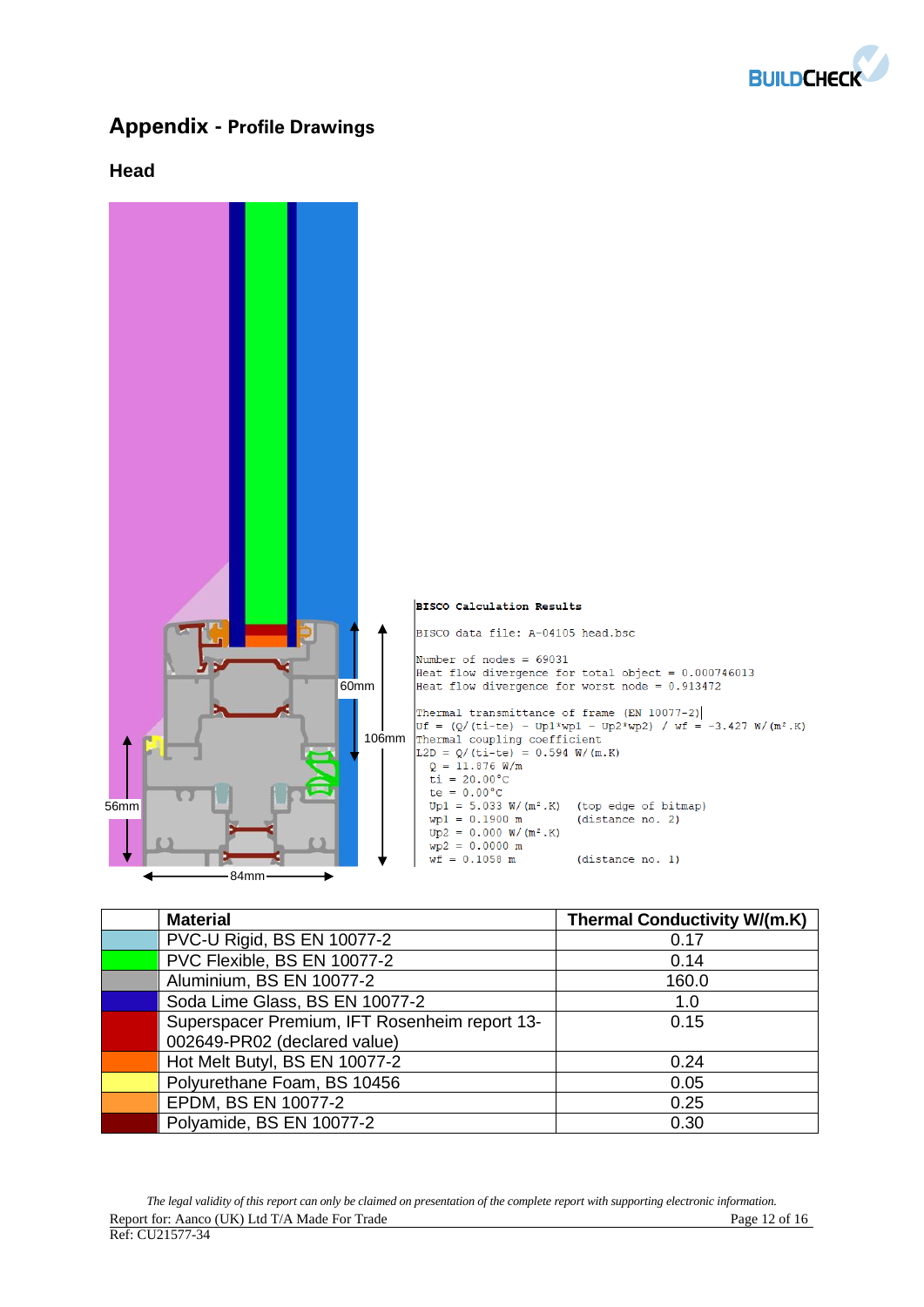# Appendix - Profile Drawings

## Head

60mm

106mm

56mm

84mm

```
BISCO Calculation Results

BISCO data file: A-04105 head.bsc

Number of nodes = 69031
Heat flow divergence for total object = 0.000746013
Heat flow divergence for worst node = 0.913472

Thermal transmittance of frame (EN 10077-2)
Uf = (Q/(ti-te) - Up1*wp1 - Up2*wp2) / wf = -3.427 W/(m².K)
Thermal coupling coefficient
L2D = Q/(ti-te) = 0.594 W/(m.K)
  Q = 11.876 W/m
  ti = 20.00°C
  te = 0.00°C
  Up1 = 5.033 W/(m².K)   (top edge of bitmap)
  wp1 = 0.1900 m         (distance no. 2)
  Up2 = 0.000 W/(m².K)
  wp2 = 0.0000 m
  wf = 0.1058 m          (distance no. 1)
```

| | Material | Thermal Conductivity W/(m.K) |
|---|---|---|
| | PVC-U Rigid, BS EN 10077-2 | 0.17 |
| | PVC Flexible, BS EN 10077-2 | 0.14 |
| | Aluminium, BS EN 10077-2 | 160.0 |
| | Soda Lime Glass, BS EN 10077-2 | 1.0 |
| | Superspacer Premium, IFT Rosenheim report 13-002649-PR02 (declared value) | 0.15 |
| | Hot Melt Butyl, BS EN 10077-2 | 0.24 |
| | Polyurethane Foam, BS 10456 | 0.05 |
| | EPDM, BS EN 10077-2 | 0.25 |
| | Polyamide, BS EN 10077-2 | 0.30 |

*The legal validity of this report can only be claimed on presentation of the complete report with supporting electronic information.*

Report for: Aanco (UK) Ltd T/A Made For Trade

Ref: CU21577-34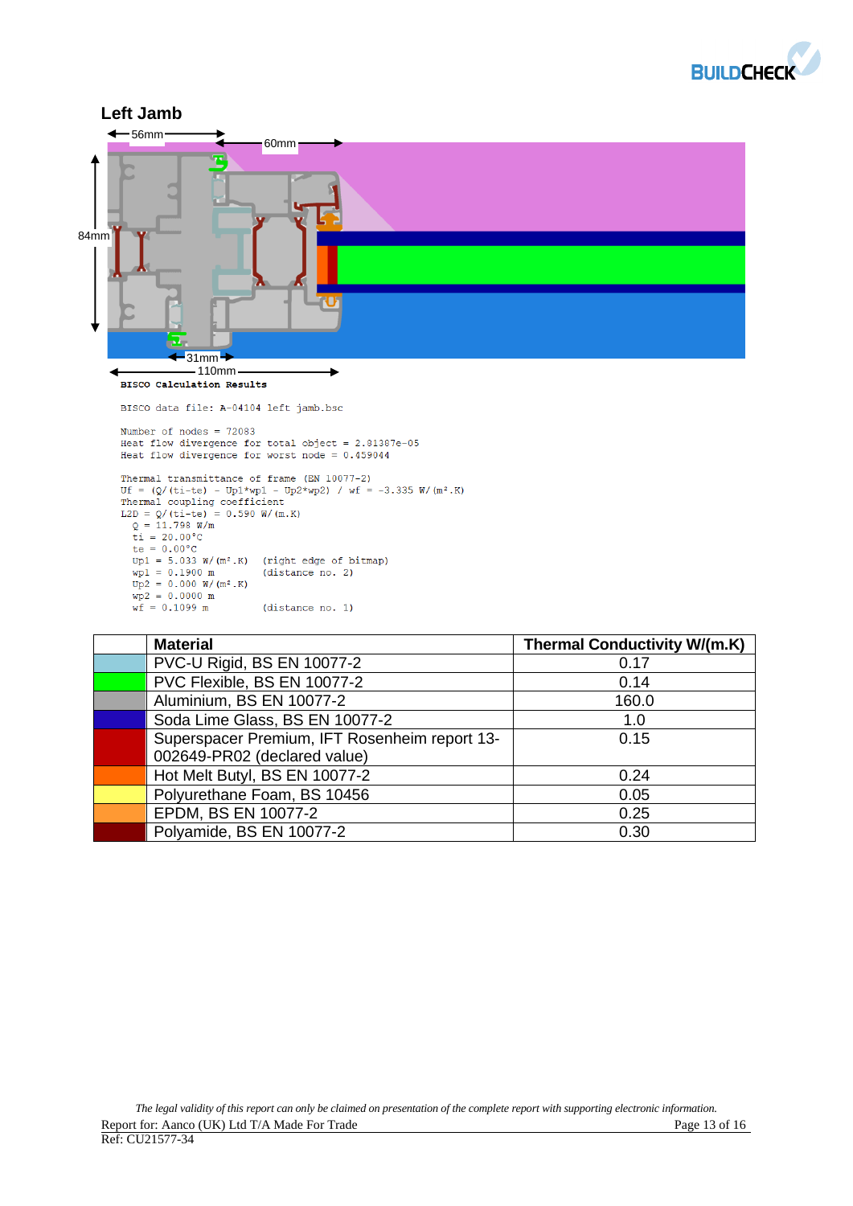## Left Jamb

56mm

60mm

84mm

31mm

110mm

**BISCO Calculation Results**

```
BISCO data file: A-04104 left jamb.bsc

Number of nodes = 72083
Heat flow divergence for total object = 2.81387e-05
Heat flow divergence for worst node = 0.459044

Thermal transmittance of frame (EN 10077-2)
Uf = (Q/(ti-te) - Up1*wp1 - Up2*wp2) / wf = -3.335 W/(m².K)
Thermal coupling coefficient
L2D = Q/(ti-te) = 0.590 W/(m.K)
   Q = 11.798 W/m
   ti = 20.00°C
   te = 0.00°C
   Up1 = 5.033 W/(m².K)   (right edge of bitmap)
   wp1 = 0.1900 m         (distance no. 2)
   Up2 = 0.000 W/(m².K)
   wp2 = 0.0000 m
   wf = 0.1099 m          (distance no. 1)
```

| | Material | Thermal Conductivity W/(m.K) |
|---|---|---|
| | PVC-U Rigid, BS EN 10077-2 | 0.17 |
| | PVC Flexible, BS EN 10077-2 | 0.14 |
| | Aluminium, BS EN 10077-2 | 160.0 |
| | Soda Lime Glass, BS EN 10077-2 | 1.0 |
| | Superspacer Premium, IFT Rosenheim report 13-002649-PR02 (declared value) | 0.15 |
| | Hot Melt Butyl, BS EN 10077-2 | 0.24 |
| | Polyurethane Foam, BS 10456 | 0.05 |
| | EPDM, BS EN 10077-2 | 0.25 |
| | Polyamide, BS EN 10077-2 | 0.30 |

*The legal validity of this report can only be claimed on presentation of the complete report with supporting electronic information.*

Report for: Aanco (UK) Ltd T/A Made For Trade

Ref: CU21577-34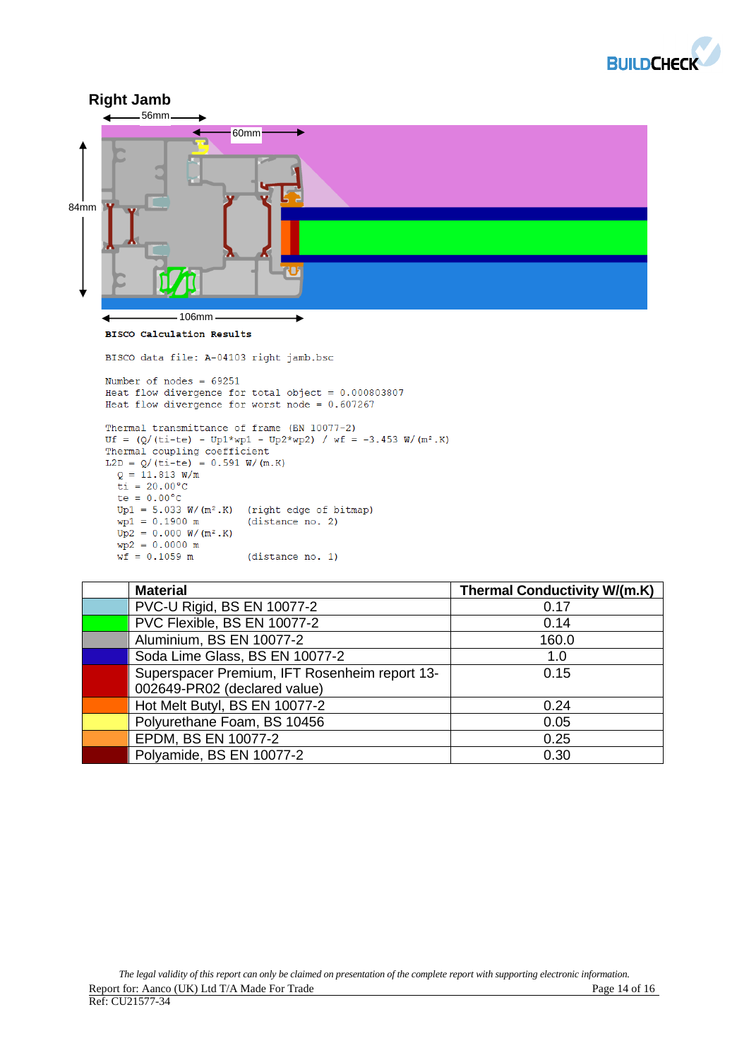## Right Jamb

56mm

60mm

84mm

106mm

**BISCO Calculation Results**

```
BISCO data file: A-04103 right jamb.bsc

Number of nodes = 69251
Heat flow divergence for total object = 0.000803807
Heat flow divergence for worst node = 0.607267

Thermal transmittance of frame (EN 10077-2)
Uf = (Q/(ti-te) - Up1*wp1 - Up2*wp2) / wf = -3.453 W/(m².K)
Thermal coupling coefficient
L2D = Q/(ti-te) = 0.591 W/(m.K)
  Q = 11.813 W/m
  ti = 20.00°C
  te = 0.00°C
  Up1 = 5.033 W/(m².K)   (right edge of bitmap)
  wp1 = 0.1900 m         (distance no. 2)
  Up2 = 0.000 W/(m².K)
  wp2 = 0.0000 m
  wf = 0.1059 m          (distance no. 1)
```

| | Material | Thermal Conductivity W/(m.K) |
|---|---|---|
| | PVC-U Rigid, BS EN 10077-2 | 0.17 |
| | PVC Flexible, BS EN 10077-2 | 0.14 |
| | Aluminium, BS EN 10077-2 | 160.0 |
| | Soda Lime Glass, BS EN 10077-2 | 1.0 |
| | Superspacer Premium, IFT Rosenheim report 13-002649-PR02 (declared value) | 0.15 |
| | Hot Melt Butyl, BS EN 10077-2 | 0.24 |
| | Polyurethane Foam, BS 10456 | 0.05 |
| | EPDM, BS EN 10077-2 | 0.25 |
| | Polyamide, BS EN 10077-2 | 0.30 |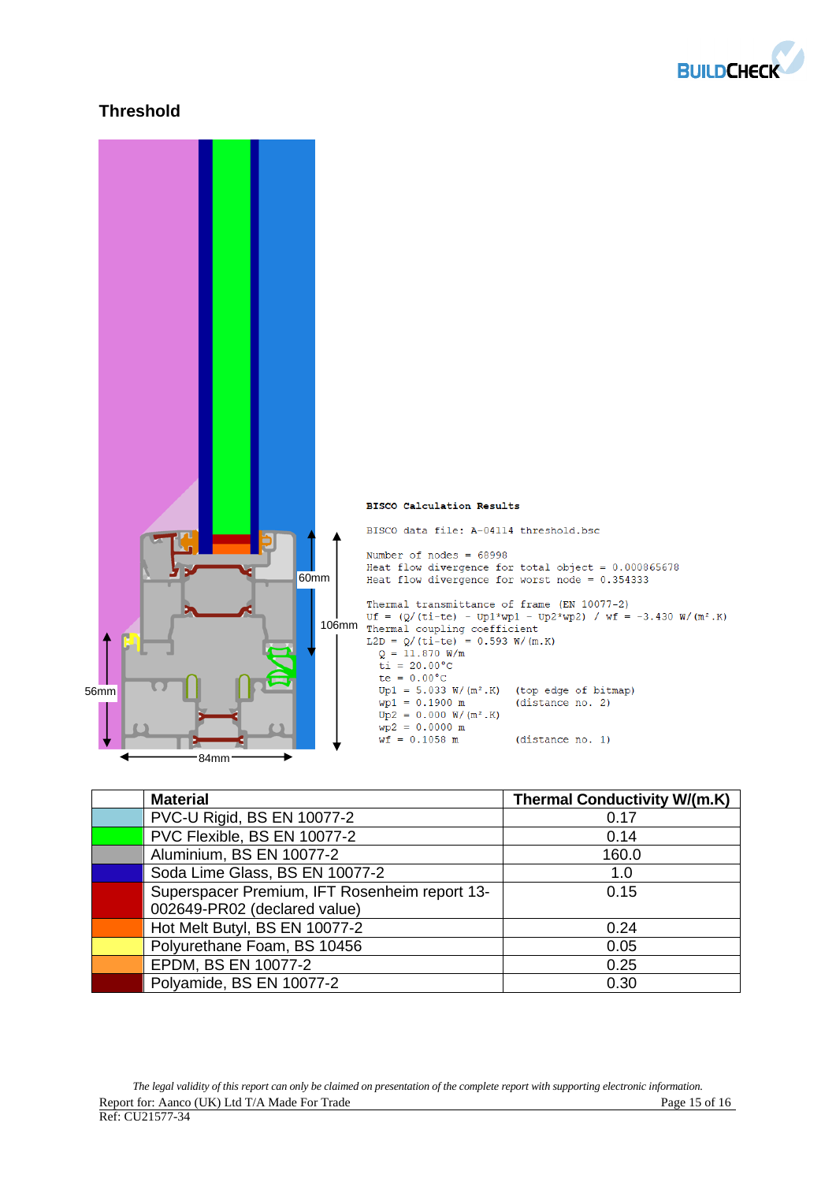## Threshold

60mm

106mm

56mm

84mm

**BISCO Calculation Results**

```
BISCO data file: A-04114 threshold.bsc

Number of nodes = 68998
Heat flow divergence for total object = 0.000865678
Heat flow divergence for worst node = 0.354333

Thermal transmittance of frame (EN 10077-2)
Uf = (Q/(ti-te) - Up1*wp1 - Up2*wp2) / wf = -3.430 W/(m².K)
Thermal coupling coefficient
L2D = Q/(ti-te) = 0.593 W/(m.K)
  Q = 11.870 W/m
  ti = 20.00°C
  te = 0.00°C
  Up1 = 5.033 W/(m².K)   (top edge of bitmap)
  wp1 = 0.1900 m         (distance no. 2)
  Up2 = 0.000 W/(m².K)
  wp2 = 0.0000 m
  wf = 0.1058 m          (distance no. 1)
```

| | Material | Thermal Conductivity W/(m.K) |
|---|---|---|
| | PVC-U Rigid, BS EN 10077-2 | 0.17 |
| | PVC Flexible, BS EN 10077-2 | 0.14 |
| | Aluminium, BS EN 10077-2 | 160.0 |
| | Soda Lime Glass, BS EN 10077-2 | 1.0 |
| | Superspacer Premium, IFT Rosenheim report 13-002649-PR02 (declared value) | 0.15 |
| | Hot Melt Butyl, BS EN 10077-2 | 0.24 |
| | Polyurethane Foam, BS 10456 | 0.05 |
| | EPDM, BS EN 10077-2 | 0.25 |
| | Polyamide, BS EN 10077-2 | 0.30 |

*The legal validity of this report can only be claimed on presentation of the complete report with supporting electronic information.*

Report for: Aanco (UK) Ltd T/A Made For Trade

Ref: CU21577-34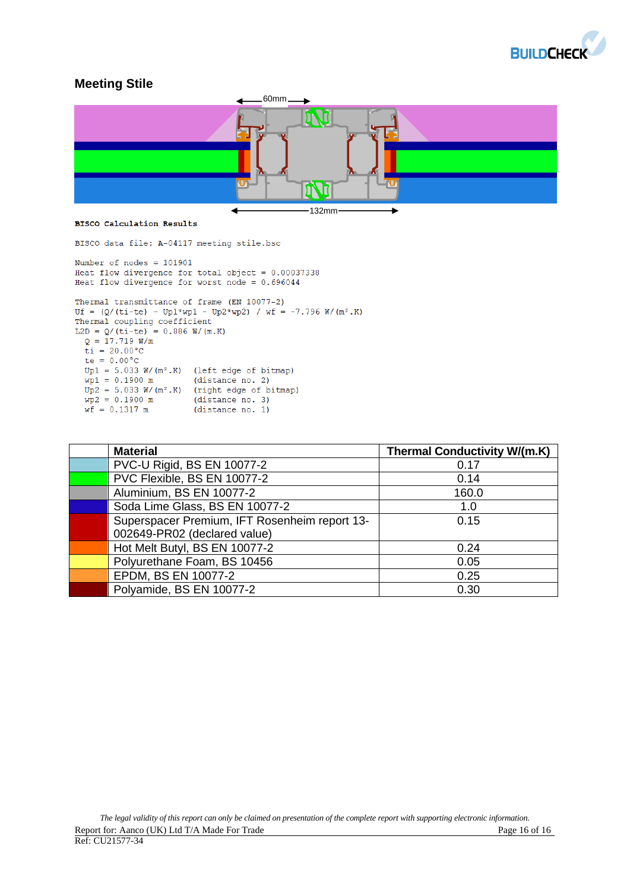## Meeting Stile

60mm

132mm

```
BISCO Calculation Results

BISCO data file: A-04117 meeting stile.bsc

Number of nodes = 101901
Heat flow divergence for total object = 0.00037338
Heat flow divergence for worst node = 0.696044

Thermal transmittance of frame (EN 10077-2)
Uf = (Q/(ti-te) - Up1*wp1 - Up2*wp2) / wf = -7.796 W/(m².K)
Thermal coupling coefficient
L2D = Q/(ti-te) = 0.886 W/(m.K)
  Q = 17.719 W/m
  ti = 20.00°C
  te = 0.00°C
  Up1 = 5.033 W/(m².K)   (left edge of bitmap)
  wp1 = 0.1900 m         (distance no. 2)
  Up2 = 5.033 W/(m².K)   (right edge of bitmap)
  wp2 = 0.1900 m         (distance no. 3)
  wf = 0.1317 m          (distance no. 1)
```

| | Material | Thermal Conductivity W/(m.K) |
|---|---|---|
| | PVC-U Rigid, BS EN 10077-2 | 0.17 |
| | PVC Flexible, BS EN 10077-2 | 0.14 |
| | Aluminium, BS EN 10077-2 | 160.0 |
| | Soda Lime Glass, BS EN 10077-2 | 1.0 |
| | Superspacer Premium, IFT Rosenheim report 13-002649-PR02 (declared value) | 0.15 |
| | Hot Melt Butyl, BS EN 10077-2 | 0.24 |
| | Polyurethane Foam, BS 10456 | 0.05 |
| | EPDM, BS EN 10077-2 | 0.25 |
| | Polyamide, BS EN 10077-2 | 0.30 |